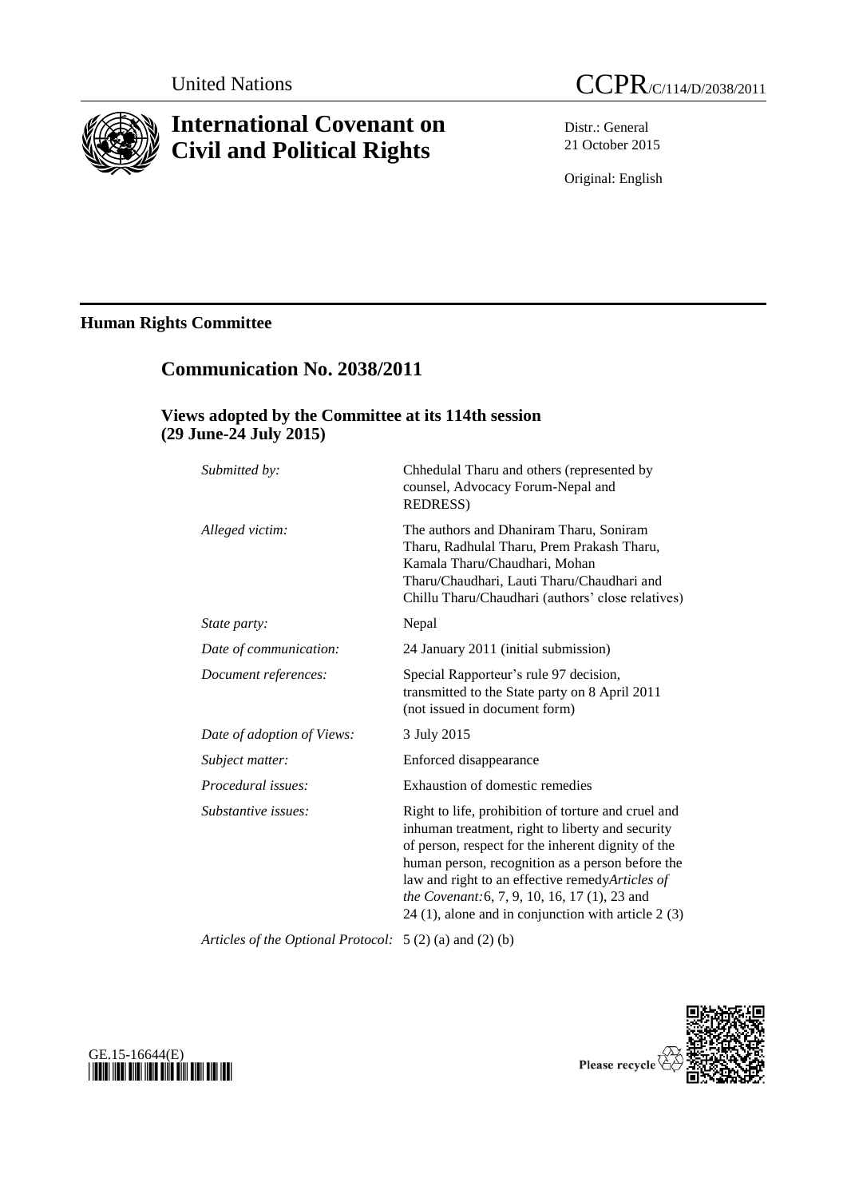United Nations CCPR/C/114/D/2038/2011

# International Covenant on Civil and Political Rights

Distr.: General
21 October 2015

Original: English

## Human Rights Committee

## Communication No. 2038/2011

### Views adopted by the Committee at its 114th session (29 June-24 July 2015)

| | |
|---|---|
| *Submitted by:* | Chhedulal Tharu and others (represented by counsel, Advocacy Forum-Nepal and REDRESS) |
| *Alleged victim:* | The authors and Dhaniram Tharu, Soniram Tharu, Radhulal Tharu, Prem Prakash Tharu, Kamala Tharu/Chaudhari, Mohan Tharu/Chaudhari, Lauti Tharu/Chaudhari and Chillu Tharu/Chaudhari (authors' close relatives) |
| *State party:* | Nepal |
| *Date of communication:* | 24 January 2011 (initial submission) |
| *Document references:* | Special Rapporteur's rule 97 decision, transmitted to the State party on 8 April 2011 (not issued in document form) |
| *Date of adoption of Views:* | 3 July 2015 |
| *Subject matter:* | Enforced disappearance |
| *Procedural issues:* | Exhaustion of domestic remedies |
| *Substantive issues:* | Right to life, prohibition of torture and cruel and inhuman treatment, right to liberty and security of person, respect for the inherent dignity of the human person, recognition as a person before the law and right to an effective remedy |
| *Articles of the Covenant:* | 6, 7, 9, 10, 16, 17 (1), 23 and 24 (1), alone and in conjunction with article 2 (3) |
| *Articles of the Optional Protocol:* | 5 (2) (a) and (2) (b) |

GE.15-16644(E)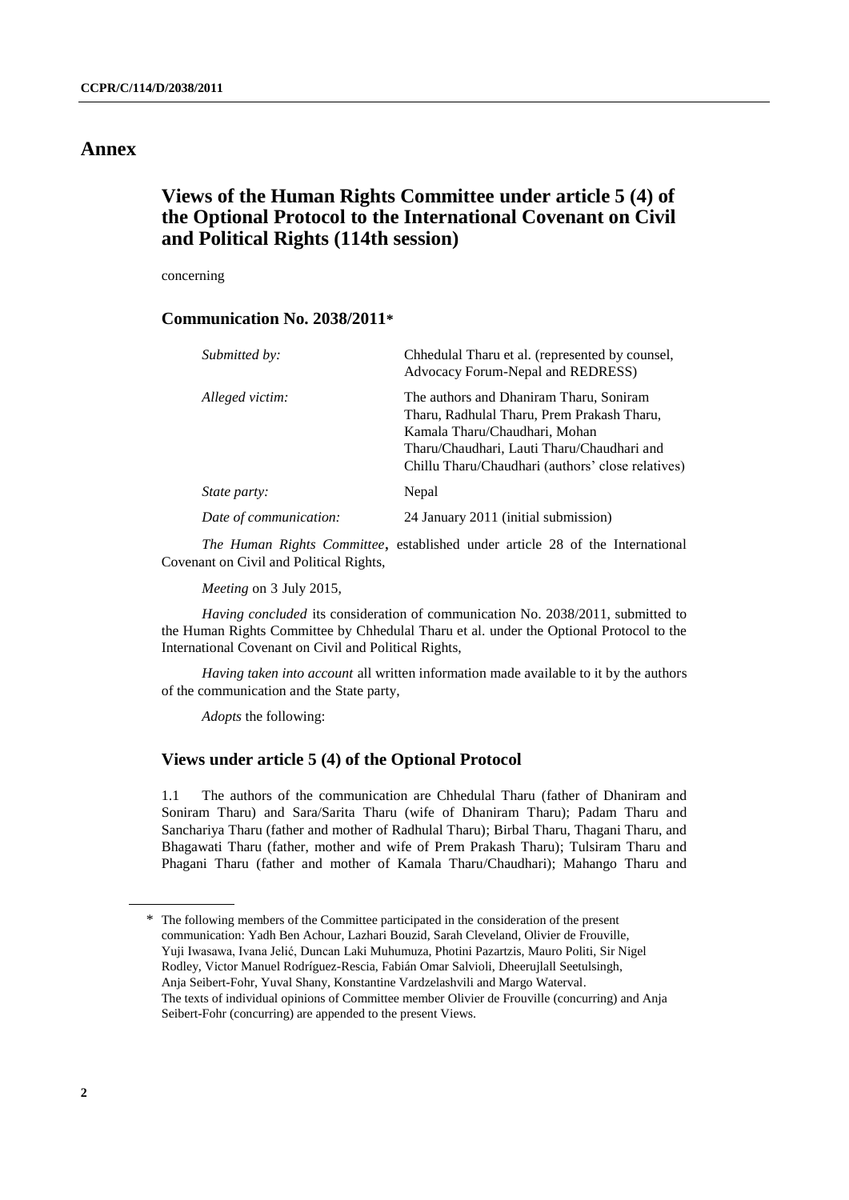# Annex

## Views of the Human Rights Committee under article 5 (4) of the Optional Protocol to the International Covenant on Civil and Political Rights (114th session)

concerning

### Communication No. 2038/2011*

| | |
|---|---|
| *Submitted by:* | Chhedulal Tharu et al. (represented by counsel, Advocacy Forum-Nepal and REDRESS) |
| *Alleged victim:* | The authors and Dhaniram Tharu, Soniram Tharu, Radhulal Tharu, Prem Prakash Tharu, Kamala Tharu/Chaudhari, Mohan Tharu/Chaudhari, Lauti Tharu/Chaudhari and Chillu Tharu/Chaudhari (authors' close relatives) |
| *State party:* | Nepal |
| *Date of communication:* | 24 January 2011 (initial submission) |

*The Human Rights Committee*, established under article 28 of the International Covenant on Civil and Political Rights,

*Meeting* on 3 July 2015,

*Having concluded* its consideration of communication No. 2038/2011, submitted to the Human Rights Committee by Chhedulal Tharu et al. under the Optional Protocol to the International Covenant on Civil and Political Rights,

*Having taken into account* all written information made available to it by the authors of the communication and the State party,

*Adopts* the following:

### Views under article 5 (4) of the Optional Protocol

1.1 The authors of the communication are Chhedulal Tharu (father of Dhaniram and Soniram Tharu) and Sara/Sarita Tharu (wife of Dhaniram Tharu); Padam Tharu and Sanchariya Tharu (father and mother of Radhulal Tharu); Birbal Tharu, Thagani Tharu, and Bhagawati Tharu (father, mother and wife of Prem Prakash Tharu); Tulsiram Tharu and Phagani Tharu (father and mother of Kamala Tharu/Chaudhari); Mahango Tharu and

---

\* The following members of the Committee participated in the consideration of the present communication: Yadh Ben Achour, Lazhari Bouzid, Sarah Cleveland, Olivier de Frouville, Yuji Iwasawa, Ivana Jelić, Duncan Laki Muhumuza, Photini Pazartzis, Mauro Politi, Sir Nigel Rodley, Victor Manuel Rodríguez-Rescia, Fabián Omar Salvioli, Dheerujlall Seetulsingh, Anja Seibert-Fohr, Yuval Shany, Konstantine Vardzelashvili and Margo Waterval.
The texts of individual opinions of Committee member Olivier de Frouville (concurring) and Anja Seibert-Fohr (concurring) are appended to the present Views.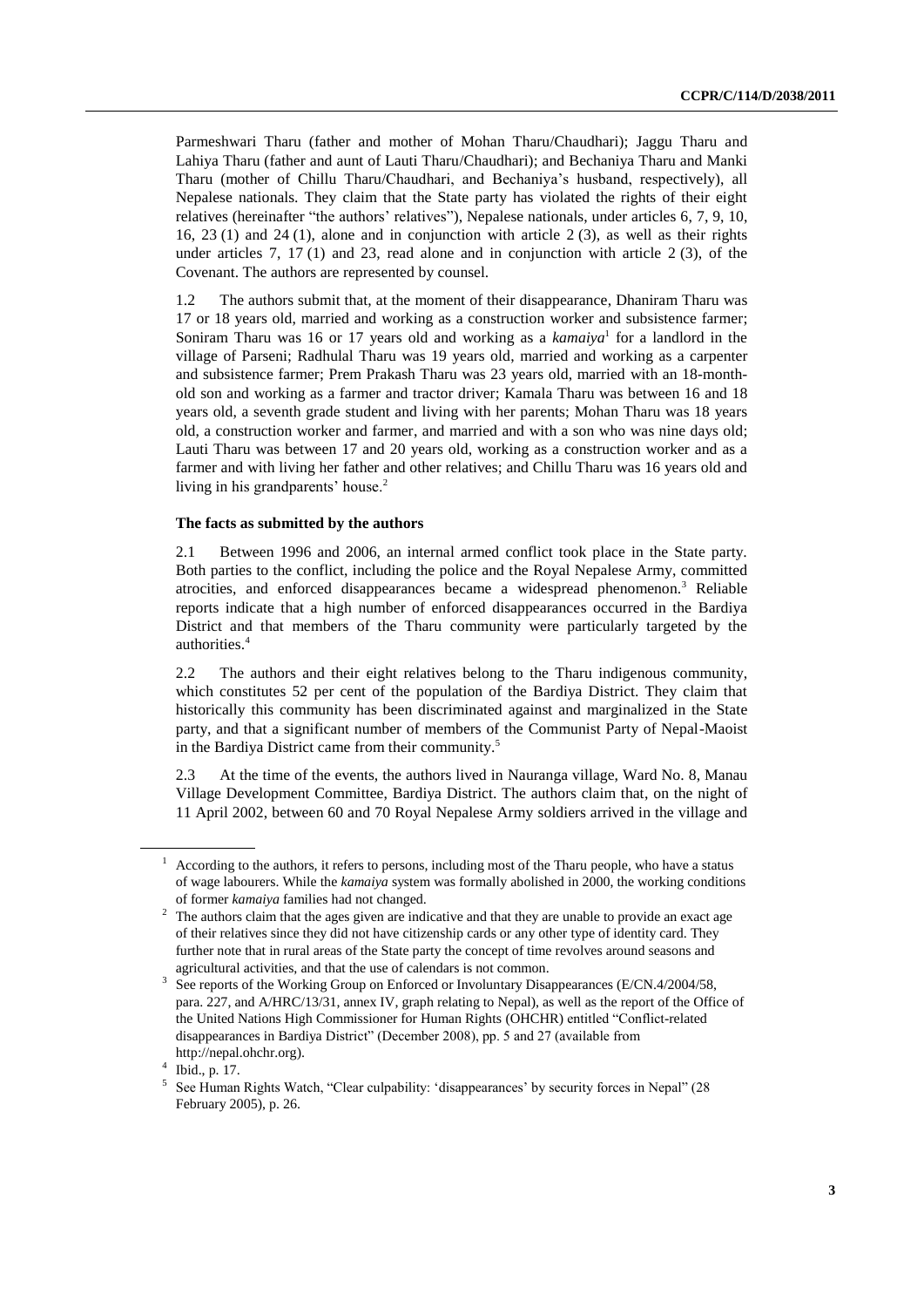Parmeshwari Tharu (father and mother of Mohan Tharu/Chaudhari); Jaggu Tharu and Lahiya Tharu (father and aunt of Lauti Tharu/Chaudhari); and Bechaniya Tharu and Manki Tharu (mother of Chillu Tharu/Chaudhari, and Bechaniya's husband, respectively), all Nepalese nationals. They claim that the State party has violated the rights of their eight relatives (hereinafter "the authors' relatives"), Nepalese nationals, under articles 6, 7, 9, 10, 16, 23 (1) and 24 (1), alone and in conjunction with article 2 (3), as well as their rights under articles 7, 17 (1) and 23, read alone and in conjunction with article 2 (3), of the Covenant. The authors are represented by counsel.

1.2 The authors submit that, at the moment of their disappearance, Dhaniram Tharu was 17 or 18 years old, married and working as a construction worker and subsistence farmer; Soniram Tharu was 16 or 17 years old and working as a *kamaiya*[1] for a landlord in the village of Parseni; Radhulal Tharu was 19 years old, married and working as a carpenter and subsistence farmer; Prem Prakash Tharu was 23 years old, married with an 18-month-old son and working as a farmer and tractor driver; Kamala Tharu was between 16 and 18 years old, a seventh grade student and living with her parents; Mohan Tharu was 18 years old, a construction worker and farmer, and married and with a son who was nine days old; Lauti Tharu was between 17 and 20 years old, working as a construction worker and as a farmer and with living her father and other relatives; and Chillu Tharu was 16 years old and living in his grandparents' house.[2]

### The facts as submitted by the authors

2.1 Between 1996 and 2006, an internal armed conflict took place in the State party. Both parties to the conflict, including the police and the Royal Nepalese Army, committed atrocities, and enforced disappearances became a widespread phenomenon.[3] Reliable reports indicate that a high number of enforced disappearances occurred in the Bardiya District and that members of the Tharu community were particularly targeted by the authorities.[4]

2.2 The authors and their eight relatives belong to the Tharu indigenous community, which constitutes 52 per cent of the population of the Bardiya District. They claim that historically this community has been discriminated against and marginalized in the State party, and that a significant number of members of the Communist Party of Nepal-Maoist in the Bardiya District came from their community.[5]

2.3 At the time of the events, the authors lived in Nauranga village, Ward No. 8, Manau Village Development Committee, Bardiya District. The authors claim that, on the night of 11 April 2002, between 60 and 70 Royal Nepalese Army soldiers arrived in the village and

---

[1] According to the authors, it refers to persons, including most of the Tharu people, who have a status of wage labourers. While the *kamaiya* system was formally abolished in 2000, the working conditions of former *kamaiya* families had not changed.

[2] The authors claim that the ages given are indicative and that they are unable to provide an exact age of their relatives since they did not have citizenship cards or any other type of identity card. They further note that in rural areas of the State party the concept of time revolves around seasons and agricultural activities, and that the use of calendars is not common.

[3] See reports of the Working Group on Enforced or Involuntary Disappearances (E/CN.4/2004/58, para. 227, and A/HRC/13/31, annex IV, graph relating to Nepal), as well as the report of the Office of the United Nations High Commissioner for Human Rights (OHCHR) entitled "Conflict-related disappearances in Bardiya District" (December 2008), pp. 5 and 27 (available from http://nepal.ohchr.org).

[4] Ibid., p. 17.

[5] See Human Rights Watch, "Clear culpability: 'disappearances' by security forces in Nepal" (28 February 2005), p. 26.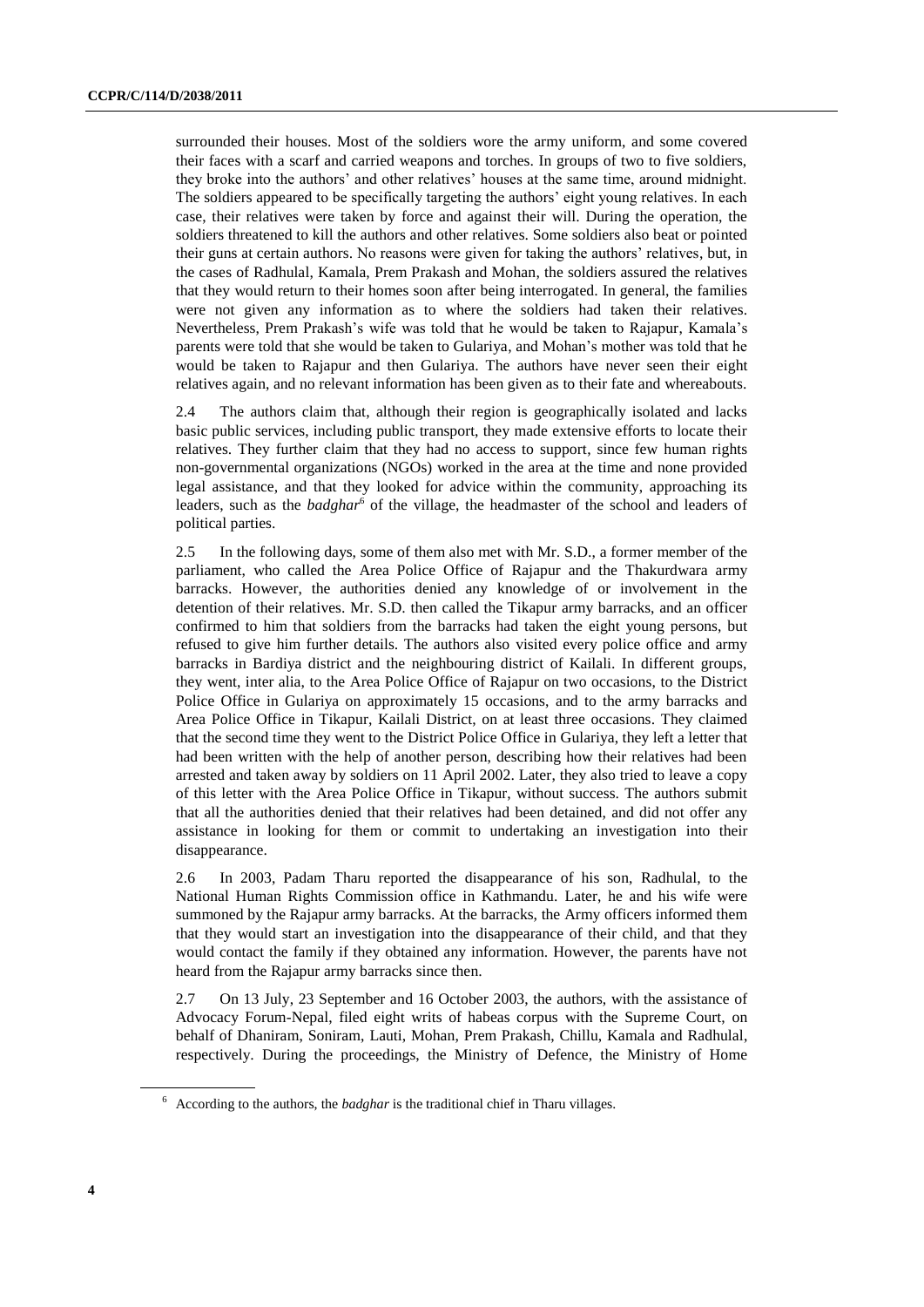surrounded their houses. Most of the soldiers wore the army uniform, and some covered their faces with a scarf and carried weapons and torches. In groups of two to five soldiers, they broke into the authors' and other relatives' houses at the same time, around midnight. The soldiers appeared to be specifically targeting the authors' eight young relatives. In each case, their relatives were taken by force and against their will. During the operation, the soldiers threatened to kill the authors and other relatives. Some soldiers also beat or pointed their guns at certain authors. No reasons were given for taking the authors' relatives, but, in the cases of Radhulal, Kamala, Prem Prakash and Mohan, the soldiers assured the relatives that they would return to their homes soon after being interrogated. In general, the families were not given any information as to where the soldiers had taken their relatives. Nevertheless, Prem Prakash's wife was told that he would be taken to Rajapur, Kamala's parents were told that she would be taken to Gulariya, and Mohan's mother was told that he would be taken to Rajapur and then Gulariya. The authors have never seen their eight relatives again, and no relevant information has been given as to their fate and whereabouts.

2.4 The authors claim that, although their region is geographically isolated and lacks basic public services, including public transport, they made extensive efforts to locate their relatives. They further claim that they had no access to support, since few human rights non-governmental organizations (NGOs) worked in the area at the time and none provided legal assistance, and that they looked for advice within the community, approaching its leaders, such as the *badghar*[6] of the village, the headmaster of the school and leaders of political parties.

2.5 In the following days, some of them also met with Mr. S.D., a former member of the parliament, who called the Area Police Office of Rajapur and the Thakurdwara army barracks. However, the authorities denied any knowledge of or involvement in the detention of their relatives. Mr. S.D. then called the Tikapur army barracks, and an officer confirmed to him that soldiers from the barracks had taken the eight young persons, but refused to give him further details. The authors also visited every police office and army barracks in Bardiya district and the neighbouring district of Kailali. In different groups, they went, inter alia, to the Area Police Office of Rajapur on two occasions, to the District Police Office in Gulariya on approximately 15 occasions, and to the army barracks and Area Police Office in Tikapur, Kailali District, on at least three occasions. They claimed that the second time they went to the District Police Office in Gulariya, they left a letter that had been written with the help of another person, describing how their relatives had been arrested and taken away by soldiers on 11 April 2002. Later, they also tried to leave a copy of this letter with the Area Police Office in Tikapur, without success. The authors submit that all the authorities denied that their relatives had been detained, and did not offer any assistance in looking for them or commit to undertaking an investigation into their disappearance.

2.6 In 2003, Padam Tharu reported the disappearance of his son, Radhulal, to the National Human Rights Commission office in Kathmandu. Later, he and his wife were summoned by the Rajapur army barracks. At the barracks, the Army officers informed them that they would start an investigation into the disappearance of their child, and that they would contact the family if they obtained any information. However, the parents have not heard from the Rajapur army barracks since then.

2.7 On 13 July, 23 September and 16 October 2003, the authors, with the assistance of Advocacy Forum-Nepal, filed eight writs of habeas corpus with the Supreme Court, on behalf of Dhaniram, Soniram, Lauti, Mohan, Prem Prakash, Chillu, Kamala and Radhulal, respectively. During the proceedings, the Ministry of Defence, the Ministry of Home

[6] According to the authors, the *badghar* is the traditional chief in Tharu villages.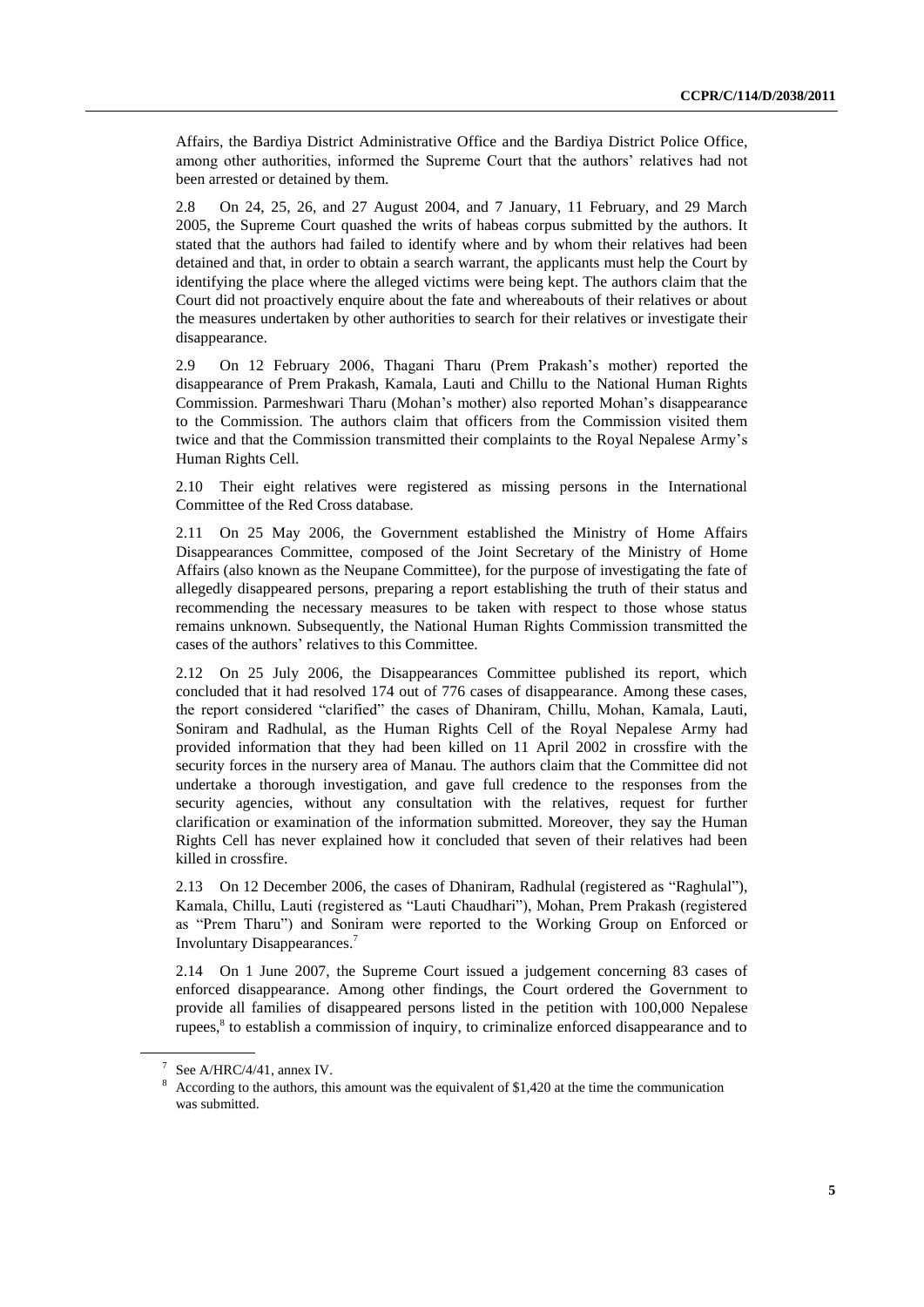Affairs, the Bardiya District Administrative Office and the Bardiya District Police Office, among other authorities, informed the Supreme Court that the authors' relatives had not been arrested or detained by them.

2.8 On 24, 25, 26, and 27 August 2004, and 7 January, 11 February, and 29 March 2005, the Supreme Court quashed the writs of habeas corpus submitted by the authors. It stated that the authors had failed to identify where and by whom their relatives had been detained and that, in order to obtain a search warrant, the applicants must help the Court by identifying the place where the alleged victims were being kept. The authors claim that the Court did not proactively enquire about the fate and whereabouts of their relatives or about the measures undertaken by other authorities to search for their relatives or investigate their disappearance.

2.9 On 12 February 2006, Thagani Tharu (Prem Prakash's mother) reported the disappearance of Prem Prakash, Kamala, Lauti and Chillu to the National Human Rights Commission. Parmeshwari Tharu (Mohan's mother) also reported Mohan's disappearance to the Commission. The authors claim that officers from the Commission visited them twice and that the Commission transmitted their complaints to the Royal Nepalese Army's Human Rights Cell.

2.10 Their eight relatives were registered as missing persons in the International Committee of the Red Cross database.

2.11 On 25 May 2006, the Government established the Ministry of Home Affairs Disappearances Committee, composed of the Joint Secretary of the Ministry of Home Affairs (also known as the Neupane Committee), for the purpose of investigating the fate of allegedly disappeared persons, preparing a report establishing the truth of their status and recommending the necessary measures to be taken with respect to those whose status remains unknown. Subsequently, the National Human Rights Commission transmitted the cases of the authors' relatives to this Committee.

2.12 On 25 July 2006, the Disappearances Committee published its report, which concluded that it had resolved 174 out of 776 cases of disappearance. Among these cases, the report considered "clarified" the cases of Dhaniram, Chillu, Mohan, Kamala, Lauti, Soniram and Radhulal, as the Human Rights Cell of the Royal Nepalese Army had provided information that they had been killed on 11 April 2002 in crossfire with the security forces in the nursery area of Manau. The authors claim that the Committee did not undertake a thorough investigation, and gave full credence to the responses from the security agencies, without any consultation with the relatives, request for further clarification or examination of the information submitted. Moreover, they say the Human Rights Cell has never explained how it concluded that seven of their relatives had been killed in crossfire.

2.13 On 12 December 2006, the cases of Dhaniram, Radhulal (registered as "Raghulal"), Kamala, Chillu, Lauti (registered as "Lauti Chaudhari"), Mohan, Prem Prakash (registered as "Prem Tharu") and Soniram were reported to the Working Group on Enforced or Involuntary Disappearances.[7]

2.14 On 1 June 2007, the Supreme Court issued a judgement concerning 83 cases of enforced disappearance. Among other findings, the Court ordered the Government to provide all families of disappeared persons listed in the petition with 100,000 Nepalese rupees,[8] to establish a commission of inquiry, to criminalize enforced disappearance and to

---

[7] See A/HRC/4/41, annex IV.

[8] According to the authors, this amount was the equivalent of $1,420 at the time the communication was submitted.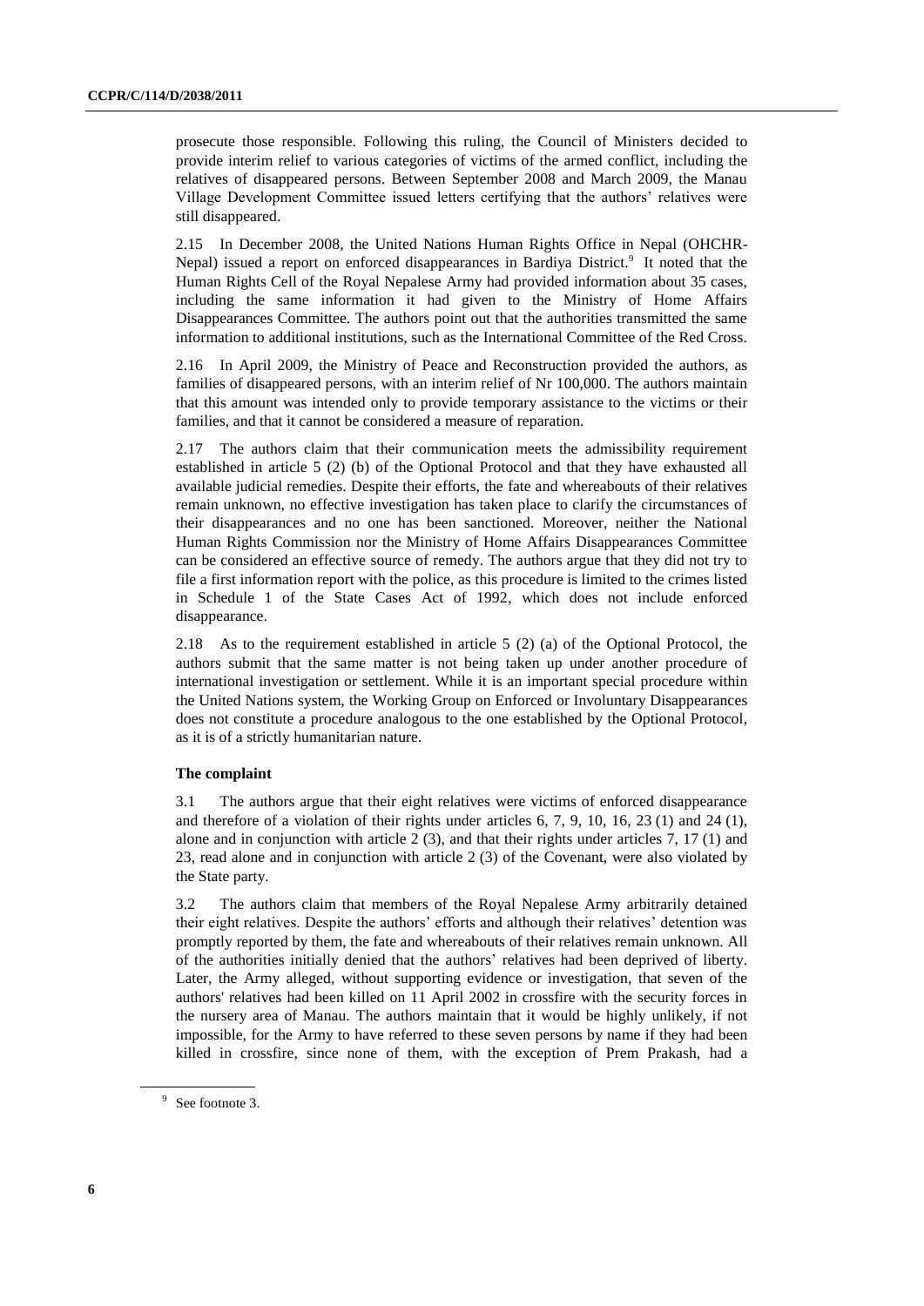prosecute those responsible. Following this ruling, the Council of Ministers decided to provide interim relief to various categories of victims of the armed conflict, including the relatives of disappeared persons. Between September 2008 and March 2009, the Manau Village Development Committee issued letters certifying that the authors' relatives were still disappeared.

2.15 In December 2008, the United Nations Human Rights Office in Nepal (OHCHR-Nepal) issued a report on enforced disappearances in Bardiya District.[9] It noted that the Human Rights Cell of the Royal Nepalese Army had provided information about 35 cases, including the same information it had given to the Ministry of Home Affairs Disappearances Committee. The authors point out that the authorities transmitted the same information to additional institutions, such as the International Committee of the Red Cross.

2.16 In April 2009, the Ministry of Peace and Reconstruction provided the authors, as families of disappeared persons, with an interim relief of Nr 100,000. The authors maintain that this amount was intended only to provide temporary assistance to the victims or their families, and that it cannot be considered a measure of reparation.

2.17 The authors claim that their communication meets the admissibility requirement established in article 5 (2) (b) of the Optional Protocol and that they have exhausted all available judicial remedies. Despite their efforts, the fate and whereabouts of their relatives remain unknown, no effective investigation has taken place to clarify the circumstances of their disappearances and no one has been sanctioned. Moreover, neither the National Human Rights Commission nor the Ministry of Home Affairs Disappearances Committee can be considered an effective source of remedy. The authors argue that they did not try to file a first information report with the police, as this procedure is limited to the crimes listed in Schedule 1 of the State Cases Act of 1992, which does not include enforced disappearance.

2.18 As to the requirement established in article 5 (2) (a) of the Optional Protocol, the authors submit that the same matter is not being taken up under another procedure of international investigation or settlement. While it is an important special procedure within the United Nations system, the Working Group on Enforced or Involuntary Disappearances does not constitute a procedure analogous to the one established by the Optional Protocol, as it is of a strictly humanitarian nature.

### The complaint

3.1 The authors argue that their eight relatives were victims of enforced disappearance and therefore of a violation of their rights under articles 6, 7, 9, 10, 16, 23 (1) and 24 (1), alone and in conjunction with article 2 (3), and that their rights under articles 7, 17 (1) and 23, read alone and in conjunction with article 2 (3) of the Covenant, were also violated by the State party.

3.2 The authors claim that members of the Royal Nepalese Army arbitrarily detained their eight relatives. Despite the authors' efforts and although their relatives' detention was promptly reported by them, the fate and whereabouts of their relatives remain unknown. All of the authorities initially denied that the authors' relatives had been deprived of liberty. Later, the Army alleged, without supporting evidence or investigation, that seven of the authors' relatives had been killed on 11 April 2002 in crossfire with the security forces in the nursery area of Manau. The authors maintain that it would be highly unlikely, if not impossible, for the Army to have referred to these seven persons by name if they had been killed in crossfire, since none of them, with the exception of Prem Prakash, had a

[9] See footnote 3.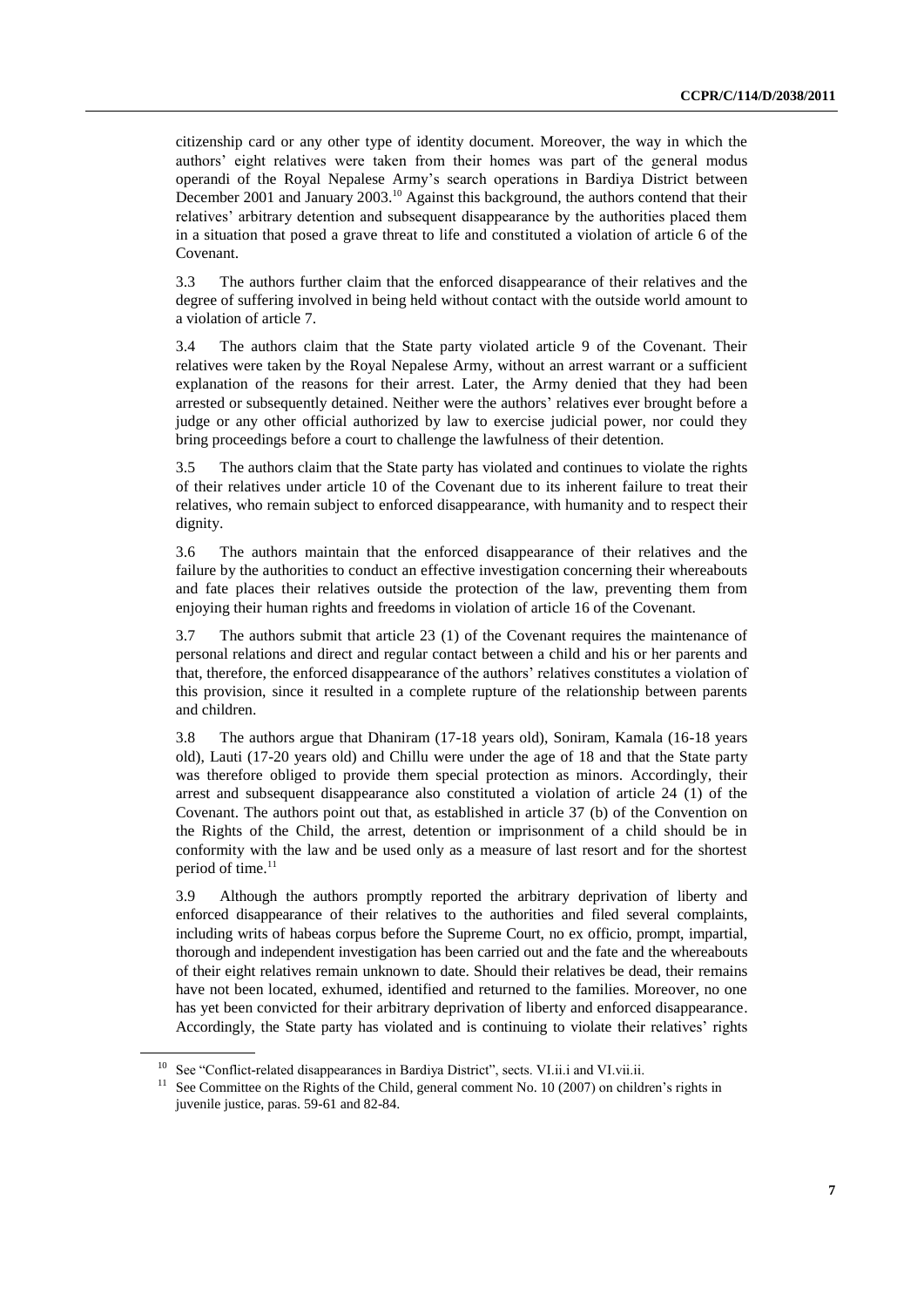citizenship card or any other type of identity document. Moreover, the way in which the authors' eight relatives were taken from their homes was part of the general modus operandi of the Royal Nepalese Army's search operations in Bardiya District between December 2001 and January 2003.[10] Against this background, the authors contend that their relatives' arbitrary detention and subsequent disappearance by the authorities placed them in a situation that posed a grave threat to life and constituted a violation of article 6 of the Covenant.

3.3 The authors further claim that the enforced disappearance of their relatives and the degree of suffering involved in being held without contact with the outside world amount to a violation of article 7.

3.4 The authors claim that the State party violated article 9 of the Covenant. Their relatives were taken by the Royal Nepalese Army, without an arrest warrant or a sufficient explanation of the reasons for their arrest. Later, the Army denied that they had been arrested or subsequently detained. Neither were the authors' relatives ever brought before a judge or any other official authorized by law to exercise judicial power, nor could they bring proceedings before a court to challenge the lawfulness of their detention.

3.5 The authors claim that the State party has violated and continues to violate the rights of their relatives under article 10 of the Covenant due to its inherent failure to treat their relatives, who remain subject to enforced disappearance, with humanity and to respect their dignity.

3.6 The authors maintain that the enforced disappearance of their relatives and the failure by the authorities to conduct an effective investigation concerning their whereabouts and fate places their relatives outside the protection of the law, preventing them from enjoying their human rights and freedoms in violation of article 16 of the Covenant.

3.7 The authors submit that article 23 (1) of the Covenant requires the maintenance of personal relations and direct and regular contact between a child and his or her parents and that, therefore, the enforced disappearance of the authors' relatives constitutes a violation of this provision, since it resulted in a complete rupture of the relationship between parents and children.

3.8 The authors argue that Dhaniram (17-18 years old), Soniram, Kamala (16-18 years old), Lauti (17-20 years old) and Chillu were under the age of 18 and that the State party was therefore obliged to provide them special protection as minors. Accordingly, their arrest and subsequent disappearance also constituted a violation of article 24 (1) of the Covenant. The authors point out that, as established in article 37 (b) of the Convention on the Rights of the Child, the arrest, detention or imprisonment of a child should be in conformity with the law and be used only as a measure of last resort and for the shortest period of time.[11]

3.9 Although the authors promptly reported the arbitrary deprivation of liberty and enforced disappearance of their relatives to the authorities and filed several complaints, including writs of habeas corpus before the Supreme Court, no ex officio, prompt, impartial, thorough and independent investigation has been carried out and the fate and the whereabouts of their eight relatives remain unknown to date. Should their relatives be dead, their remains have not been located, exhumed, identified and returned to the families. Moreover, no one has yet been convicted for their arbitrary deprivation of liberty and enforced disappearance. Accordingly, the State party has violated and is continuing to violate their relatives' rights

---

[10] See "Conflict-related disappearances in Bardiya District", sects. VI.ii.i and VI.vii.ii.

[11] See Committee on the Rights of the Child, general comment No. 10 (2007) on children's rights in juvenile justice, paras. 59-61 and 82-84.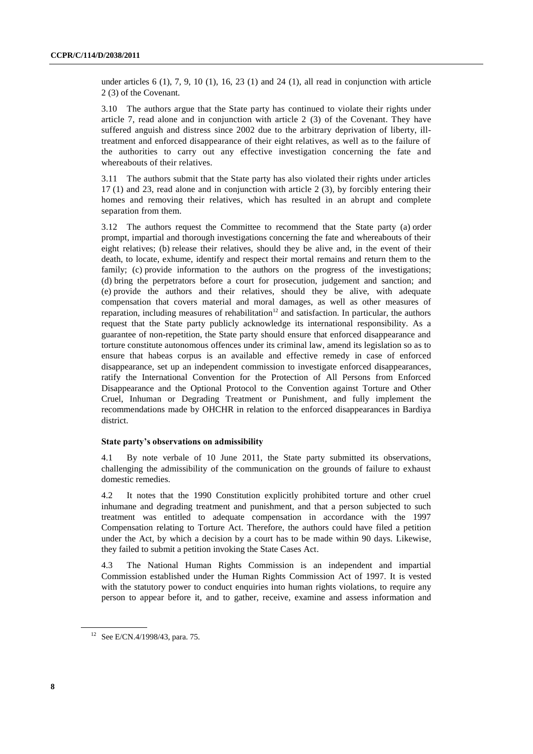under articles 6 (1), 7, 9, 10 (1), 16, 23 (1) and 24 (1), all read in conjunction with article 2 (3) of the Covenant.

3.10 The authors argue that the State party has continued to violate their rights under article 7, read alone and in conjunction with article 2 (3) of the Covenant. They have suffered anguish and distress since 2002 due to the arbitrary deprivation of liberty, ill-treatment and enforced disappearance of their eight relatives, as well as to the failure of the authorities to carry out any effective investigation concerning the fate and whereabouts of their relatives.

3.11 The authors submit that the State party has also violated their rights under articles 17 (1) and 23, read alone and in conjunction with article 2 (3), by forcibly entering their homes and removing their relatives, which has resulted in an abrupt and complete separation from them.

3.12 The authors request the Committee to recommend that the State party (a) order prompt, impartial and thorough investigations concerning the fate and whereabouts of their eight relatives; (b) release their relatives, should they be alive and, in the event of their death, to locate, exhume, identify and respect their mortal remains and return them to the family; (c) provide information to the authors on the progress of the investigations; (d) bring the perpetrators before a court for prosecution, judgement and sanction; and (e) provide the authors and their relatives, should they be alive, with adequate compensation that covers material and moral damages, as well as other measures of reparation, including measures of rehabilitation[12] and satisfaction. In particular, the authors request that the State party publicly acknowledge its international responsibility. As a guarantee of non-repetition, the State party should ensure that enforced disappearance and torture constitute autonomous offences under its criminal law, amend its legislation so as to ensure that habeas corpus is an available and effective remedy in case of enforced disappearance, set up an independent commission to investigate enforced disappearances, ratify the International Convention for the Protection of All Persons from Enforced Disappearance and the Optional Protocol to the Convention against Torture and Other Cruel, Inhuman or Degrading Treatment or Punishment, and fully implement the recommendations made by OHCHR in relation to the enforced disappearances in Bardiya district.

### State party's observations on admissibility

4.1 By note verbale of 10 June 2011, the State party submitted its observations, challenging the admissibility of the communication on the grounds of failure to exhaust domestic remedies.

4.2 It notes that the 1990 Constitution explicitly prohibited torture and other cruel inhumane and degrading treatment and punishment, and that a person subjected to such treatment was entitled to adequate compensation in accordance with the 1997 Compensation relating to Torture Act. Therefore, the authors could have filed a petition under the Act, by which a decision by a court has to be made within 90 days. Likewise, they failed to submit a petition invoking the State Cases Act.

4.3 The National Human Rights Commission is an independent and impartial Commission established under the Human Rights Commission Act of 1997. It is vested with the statutory power to conduct enquiries into human rights violations, to require any person to appear before it, and to gather, receive, examine and assess information and

[12] See E/CN.4/1998/43, para. 75.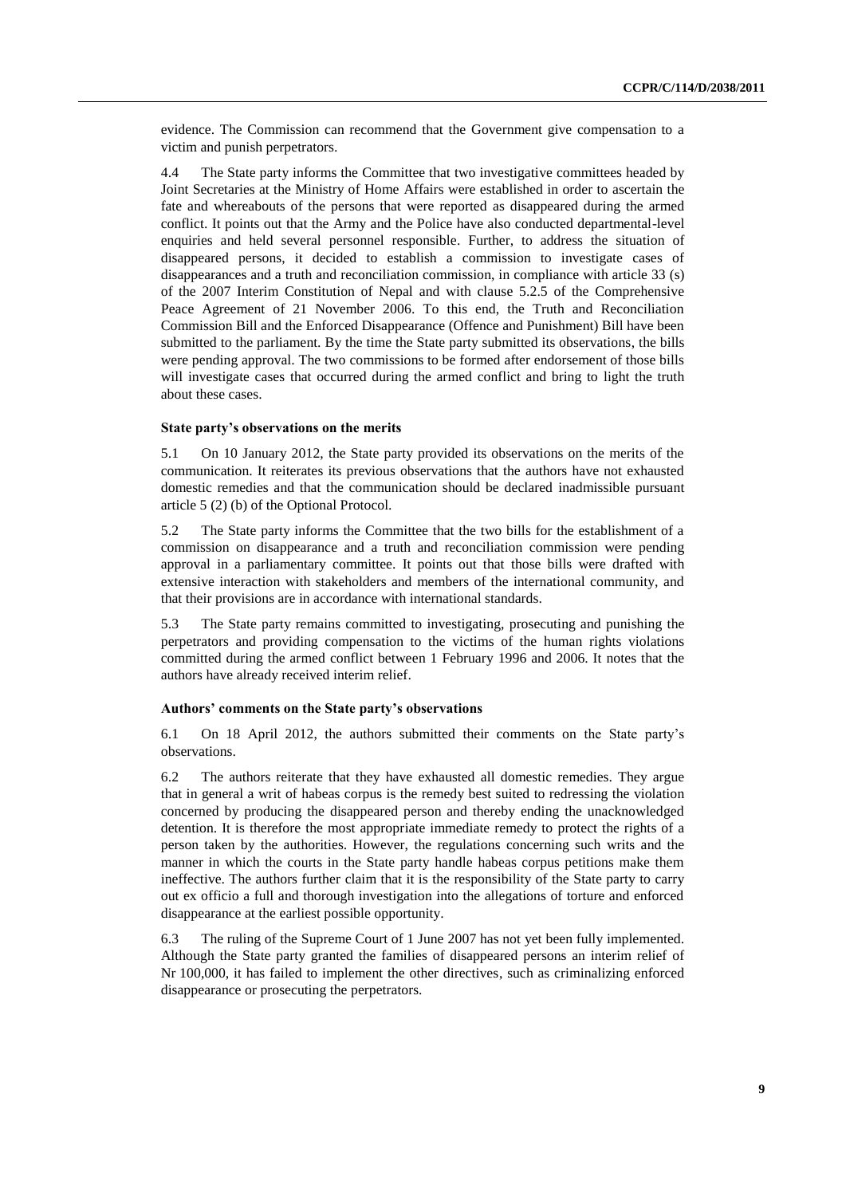evidence. The Commission can recommend that the Government give compensation to a victim and punish perpetrators.

4.4 The State party informs the Committee that two investigative committees headed by Joint Secretaries at the Ministry of Home Affairs were established in order to ascertain the fate and whereabouts of the persons that were reported as disappeared during the armed conflict. It points out that the Army and the Police have also conducted departmental-level enquiries and held several personnel responsible. Further, to address the situation of disappeared persons, it decided to establish a commission to investigate cases of disappearances and a truth and reconciliation commission, in compliance with article 33 (s) of the 2007 Interim Constitution of Nepal and with clause 5.2.5 of the Comprehensive Peace Agreement of 21 November 2006. To this end, the Truth and Reconciliation Commission Bill and the Enforced Disappearance (Offence and Punishment) Bill have been submitted to the parliament. By the time the State party submitted its observations, the bills were pending approval. The two commissions to be formed after endorsement of those bills will investigate cases that occurred during the armed conflict and bring to light the truth about these cases.

### State party's observations on the merits

5.1 On 10 January 2012, the State party provided its observations on the merits of the communication. It reiterates its previous observations that the authors have not exhausted domestic remedies and that the communication should be declared inadmissible pursuant article 5 (2) (b) of the Optional Protocol.

5.2 The State party informs the Committee that the two bills for the establishment of a commission on disappearance and a truth and reconciliation commission were pending approval in a parliamentary committee. It points out that those bills were drafted with extensive interaction with stakeholders and members of the international community, and that their provisions are in accordance with international standards.

5.3 The State party remains committed to investigating, prosecuting and punishing the perpetrators and providing compensation to the victims of the human rights violations committed during the armed conflict between 1 February 1996 and 2006. It notes that the authors have already received interim relief.

### Authors' comments on the State party's observations

6.1 On 18 April 2012, the authors submitted their comments on the State party's observations.

6.2 The authors reiterate that they have exhausted all domestic remedies. They argue that in general a writ of habeas corpus is the remedy best suited to redressing the violation concerned by producing the disappeared person and thereby ending the unacknowledged detention. It is therefore the most appropriate immediate remedy to protect the rights of a person taken by the authorities. However, the regulations concerning such writs and the manner in which the courts in the State party handle habeas corpus petitions make them ineffective. The authors further claim that it is the responsibility of the State party to carry out ex officio a full and thorough investigation into the allegations of torture and enforced disappearance at the earliest possible opportunity.

6.3 The ruling of the Supreme Court of 1 June 2007 has not yet been fully implemented. Although the State party granted the families of disappeared persons an interim relief of Nr 100,000, it has failed to implement the other directives, such as criminalizing enforced disappearance or prosecuting the perpetrators.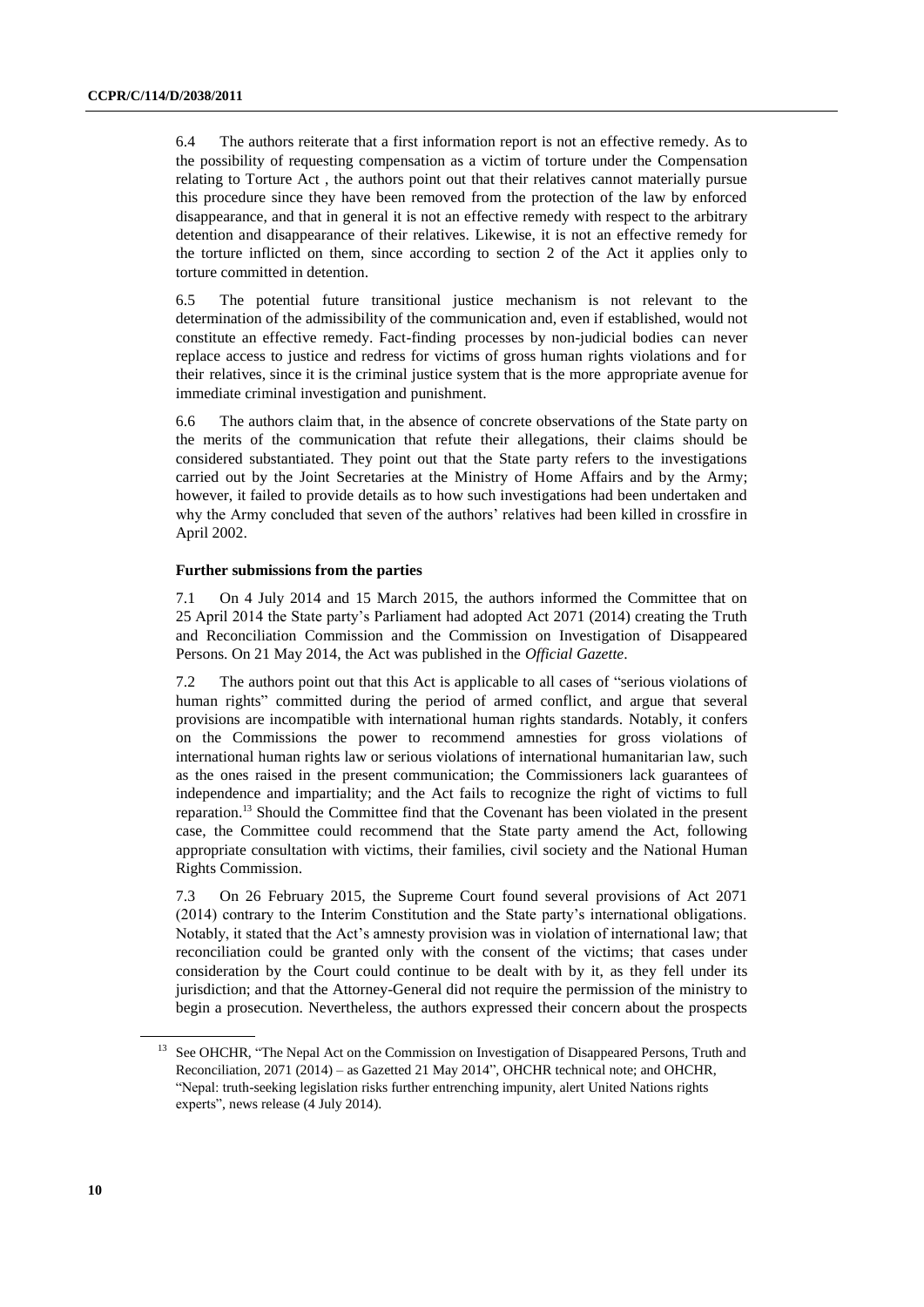6.4 The authors reiterate that a first information report is not an effective remedy. As to the possibility of requesting compensation as a victim of torture under the Compensation relating to Torture Act , the authors point out that their relatives cannot materially pursue this procedure since they have been removed from the protection of the law by enforced disappearance, and that in general it is not an effective remedy with respect to the arbitrary detention and disappearance of their relatives. Likewise, it is not an effective remedy for the torture inflicted on them, since according to section 2 of the Act it applies only to torture committed in detention.

6.5 The potential future transitional justice mechanism is not relevant to the determination of the admissibility of the communication and, even if established, would not constitute an effective remedy. Fact-finding processes by non-judicial bodies can never replace access to justice and redress for victims of gross human rights violations and for their relatives, since it is the criminal justice system that is the more appropriate avenue for immediate criminal investigation and punishment.

6.6 The authors claim that, in the absence of concrete observations of the State party on the merits of the communication that refute their allegations, their claims should be considered substantiated. They point out that the State party refers to the investigations carried out by the Joint Secretaries at the Ministry of Home Affairs and by the Army; however, it failed to provide details as to how such investigations had been undertaken and why the Army concluded that seven of the authors' relatives had been killed in crossfire in April 2002.

**Further submissions from the parties**

7.1 On 4 July 2014 and 15 March 2015, the authors informed the Committee that on 25 April 2014 the State party's Parliament had adopted Act 2071 (2014) creating the Truth and Reconciliation Commission and the Commission on Investigation of Disappeared Persons. On 21 May 2014, the Act was published in the *Official Gazette*.

7.2 The authors point out that this Act is applicable to all cases of "serious violations of human rights" committed during the period of armed conflict, and argue that several provisions are incompatible with international human rights standards. Notably, it confers on the Commissions the power to recommend amnesties for gross violations of international human rights law or serious violations of international humanitarian law, such as the ones raised in the present communication; the Commissioners lack guarantees of independence and impartiality; and the Act fails to recognize the right of victims to full reparation.[13] Should the Committee find that the Covenant has been violated in the present case, the Committee could recommend that the State party amend the Act, following appropriate consultation with victims, their families, civil society and the National Human Rights Commission.

7.3 On 26 February 2015, the Supreme Court found several provisions of Act 2071 (2014) contrary to the Interim Constitution and the State party's international obligations. Notably, it stated that the Act's amnesty provision was in violation of international law; that reconciliation could be granted only with the consent of the victims; that cases under consideration by the Court could continue to be dealt with by it, as they fell under its jurisdiction; and that the Attorney-General did not require the permission of the ministry to begin a prosecution. Nevertheless, the authors expressed their concern about the prospects

---

[13] See OHCHR, "The Nepal Act on the Commission on Investigation of Disappeared Persons, Truth and Reconciliation, 2071 (2014) – as Gazetted 21 May 2014", OHCHR technical note; and OHCHR, "Nepal: truth-seeking legislation risks further entrenching impunity, alert United Nations rights experts", news release (4 July 2014).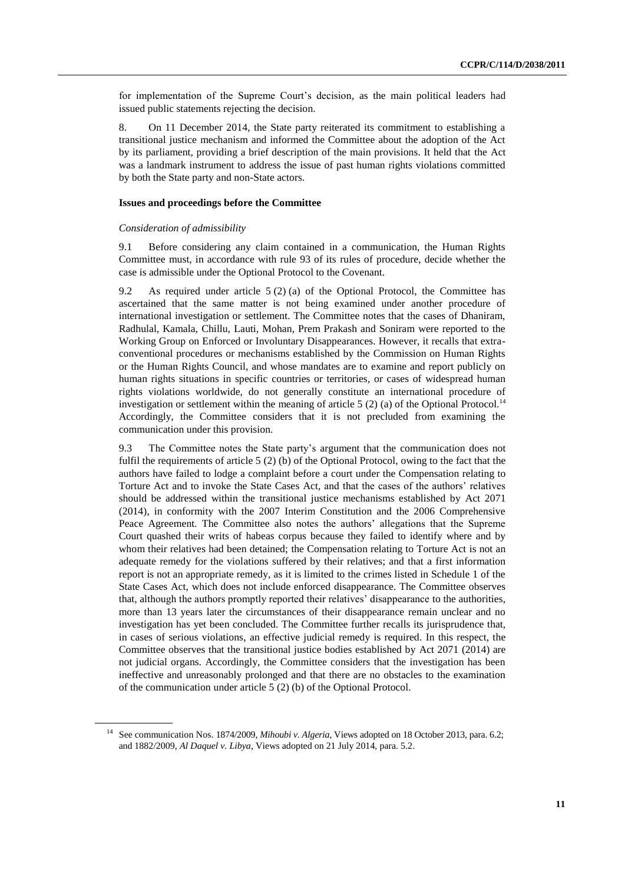for implementation of the Supreme Court's decision, as the main political leaders had issued public statements rejecting the decision.

8. On 11 December 2014, the State party reiterated its commitment to establishing a transitional justice mechanism and informed the Committee about the adoption of the Act by its parliament, providing a brief description of the main provisions. It held that the Act was a landmark instrument to address the issue of past human rights violations committed by both the State party and non-State actors.

### Issues and proceedings before the Committee

*Consideration of admissibility*

9.1 Before considering any claim contained in a communication, the Human Rights Committee must, in accordance with rule 93 of its rules of procedure, decide whether the case is admissible under the Optional Protocol to the Covenant.

9.2 As required under article 5 (2) (a) of the Optional Protocol, the Committee has ascertained that the same matter is not being examined under another procedure of international investigation or settlement. The Committee notes that the cases of Dhaniram, Radhulal, Kamala, Chillu, Lauti, Mohan, Prem Prakash and Soniram were reported to the Working Group on Enforced or Involuntary Disappearances. However, it recalls that extra-conventional procedures or mechanisms established by the Commission on Human Rights or the Human Rights Council, and whose mandates are to examine and report publicly on human rights situations in specific countries or territories, or cases of widespread human rights violations worldwide, do not generally constitute an international procedure of investigation or settlement within the meaning of article 5 (2) (a) of the Optional Protocol.[14] Accordingly, the Committee considers that it is not precluded from examining the communication under this provision.

9.3 The Committee notes the State party's argument that the communication does not fulfil the requirements of article 5 (2) (b) of the Optional Protocol, owing to the fact that the authors have failed to lodge a complaint before a court under the Compensation relating to Torture Act and to invoke the State Cases Act, and that the cases of the authors' relatives should be addressed within the transitional justice mechanisms established by Act 2071 (2014), in conformity with the 2007 Interim Constitution and the 2006 Comprehensive Peace Agreement. The Committee also notes the authors' allegations that the Supreme Court quashed their writs of habeas corpus because they failed to identify where and by whom their relatives had been detained; the Compensation relating to Torture Act is not an adequate remedy for the violations suffered by their relatives; and that a first information report is not an appropriate remedy, as it is limited to the crimes listed in Schedule 1 of the State Cases Act, which does not include enforced disappearance. The Committee observes that, although the authors promptly reported their relatives' disappearance to the authorities, more than 13 years later the circumstances of their disappearance remain unclear and no investigation has yet been concluded. The Committee further recalls its jurisprudence that, in cases of serious violations, an effective judicial remedy is required. In this respect, the Committee observes that the transitional justice bodies established by Act 2071 (2014) are not judicial organs. Accordingly, the Committee considers that the investigation has been ineffective and unreasonably prolonged and that there are no obstacles to the examination of the communication under article 5 (2) (b) of the Optional Protocol.

---

[14] See communication Nos. 1874/2009, *Mihoubi v. Algeria*, Views adopted on 18 October 2013, para. 6.2; and 1882/2009, *Al Daquel v. Libya*, Views adopted on 21 July 2014, para. 5.2.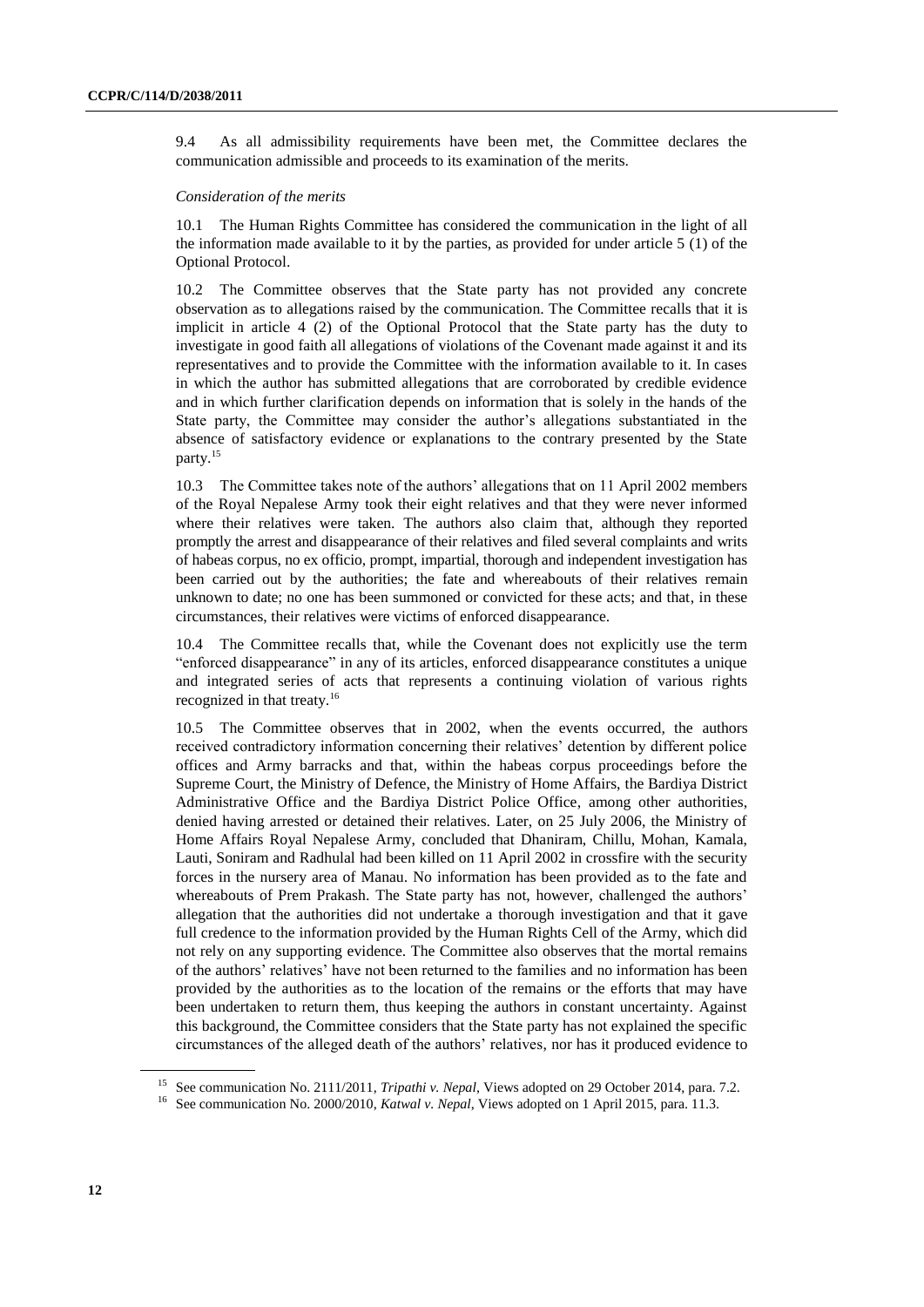9.4 As all admissibility requirements have been met, the Committee declares the communication admissible and proceeds to its examination of the merits.

*Consideration of the merits*

10.1 The Human Rights Committee has considered the communication in the light of all the information made available to it by the parties, as provided for under article 5 (1) of the Optional Protocol.

10.2 The Committee observes that the State party has not provided any concrete observation as to allegations raised by the communication. The Committee recalls that it is implicit in article 4 (2) of the Optional Protocol that the State party has the duty to investigate in good faith all allegations of violations of the Covenant made against it and its representatives and to provide the Committee with the information available to it. In cases in which the author has submitted allegations that are corroborated by credible evidence and in which further clarification depends on information that is solely in the hands of the State party, the Committee may consider the author's allegations substantiated in the absence of satisfactory evidence or explanations to the contrary presented by the State party.[15]

10.3 The Committee takes note of the authors' allegations that on 11 April 2002 members of the Royal Nepalese Army took their eight relatives and that they were never informed where their relatives were taken. The authors also claim that, although they reported promptly the arrest and disappearance of their relatives and filed several complaints and writs of habeas corpus, no ex officio, prompt, impartial, thorough and independent investigation has been carried out by the authorities; the fate and whereabouts of their relatives remain unknown to date; no one has been summoned or convicted for these acts; and that, in these circumstances, their relatives were victims of enforced disappearance.

10.4 The Committee recalls that, while the Covenant does not explicitly use the term "enforced disappearance" in any of its articles, enforced disappearance constitutes a unique and integrated series of acts that represents a continuing violation of various rights recognized in that treaty.[16]

10.5 The Committee observes that in 2002, when the events occurred, the authors received contradictory information concerning their relatives' detention by different police offices and Army barracks and that, within the habeas corpus proceedings before the Supreme Court, the Ministry of Defence, the Ministry of Home Affairs, the Bardiya District Administrative Office and the Bardiya District Police Office, among other authorities, denied having arrested or detained their relatives. Later, on 25 July 2006, the Ministry of Home Affairs Royal Nepalese Army, concluded that Dhaniram, Chillu, Mohan, Kamala, Lauti, Soniram and Radhulal had been killed on 11 April 2002 in crossfire with the security forces in the nursery area of Manau. No information has been provided as to the fate and whereabouts of Prem Prakash. The State party has not, however, challenged the authors' allegation that the authorities did not undertake a thorough investigation and that it gave full credence to the information provided by the Human Rights Cell of the Army, which did not rely on any supporting evidence. The Committee also observes that the mortal remains of the authors' relatives' have not been returned to the families and no information has been provided by the authorities as to the location of the remains or the efforts that may have been undertaken to return them, thus keeping the authors in constant uncertainty. Against this background, the Committee considers that the State party has not explained the specific circumstances of the alleged death of the authors' relatives, nor has it produced evidence to

---

[15] See communication No. 2111/2011, *Tripathi v. Nepal*, Views adopted on 29 October 2014, para. 7.2.

[16] See communication No. 2000/2010, *Katwal v. Nepal*, Views adopted on 1 April 2015, para. 11.3.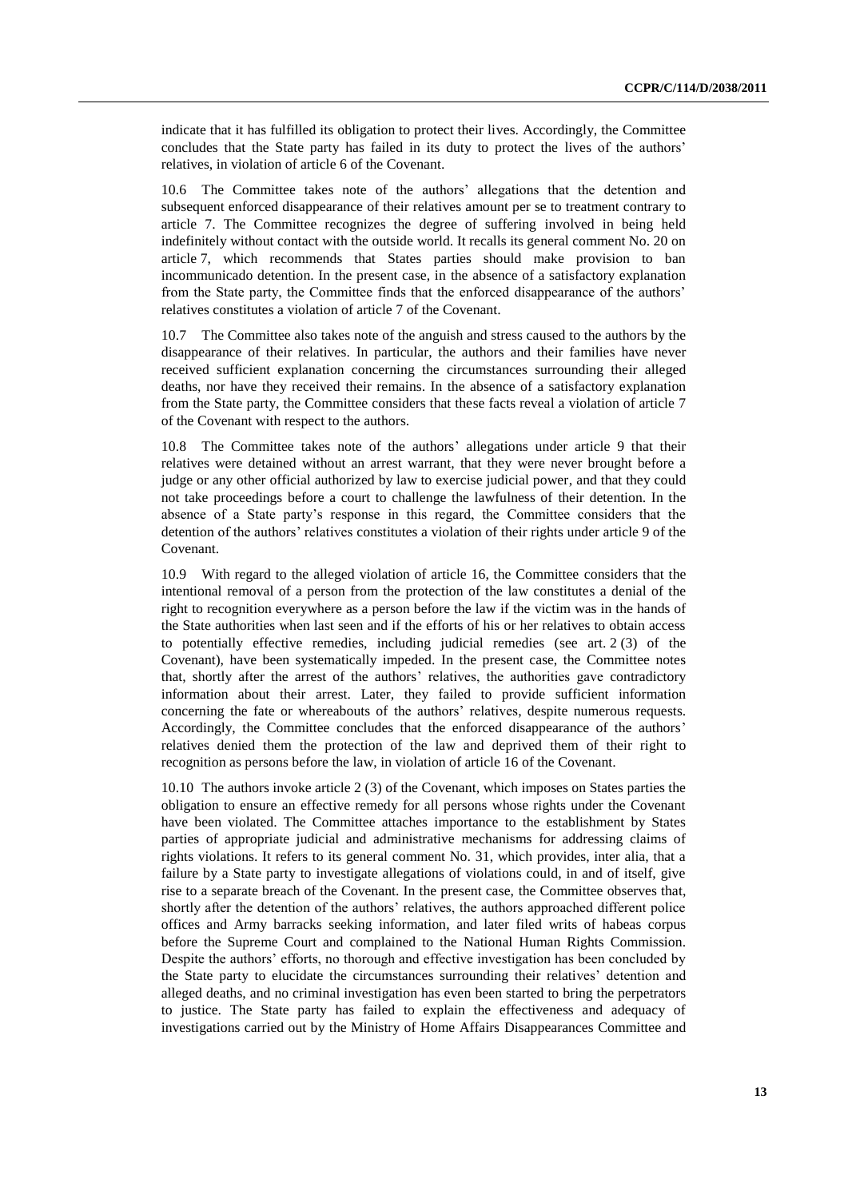indicate that it has fulfilled its obligation to protect their lives. Accordingly, the Committee concludes that the State party has failed in its duty to protect the lives of the authors' relatives, in violation of article 6 of the Covenant.

10.6 The Committee takes note of the authors' allegations that the detention and subsequent enforced disappearance of their relatives amount per se to treatment contrary to article 7. The Committee recognizes the degree of suffering involved in being held indefinitely without contact with the outside world. It recalls its general comment No. 20 on article 7, which recommends that States parties should make provision to ban incommunicado detention. In the present case, in the absence of a satisfactory explanation from the State party, the Committee finds that the enforced disappearance of the authors' relatives constitutes a violation of article 7 of the Covenant.

10.7 The Committee also takes note of the anguish and stress caused to the authors by the disappearance of their relatives. In particular, the authors and their families have never received sufficient explanation concerning the circumstances surrounding their alleged deaths, nor have they received their remains. In the absence of a satisfactory explanation from the State party, the Committee considers that these facts reveal a violation of article 7 of the Covenant with respect to the authors.

10.8 The Committee takes note of the authors' allegations under article 9 that their relatives were detained without an arrest warrant, that they were never brought before a judge or any other official authorized by law to exercise judicial power, and that they could not take proceedings before a court to challenge the lawfulness of their detention. In the absence of a State party's response in this regard, the Committee considers that the detention of the authors' relatives constitutes a violation of their rights under article 9 of the Covenant.

10.9 With regard to the alleged violation of article 16, the Committee considers that the intentional removal of a person from the protection of the law constitutes a denial of the right to recognition everywhere as a person before the law if the victim was in the hands of the State authorities when last seen and if the efforts of his or her relatives to obtain access to potentially effective remedies, including judicial remedies (see art. 2 (3) of the Covenant), have been systematically impeded. In the present case, the Committee notes that, shortly after the arrest of the authors' relatives, the authorities gave contradictory information about their arrest. Later, they failed to provide sufficient information concerning the fate or whereabouts of the authors' relatives, despite numerous requests. Accordingly, the Committee concludes that the enforced disappearance of the authors' relatives denied them the protection of the law and deprived them of their right to recognition as persons before the law, in violation of article 16 of the Covenant.

10.10 The authors invoke article 2 (3) of the Covenant, which imposes on States parties the obligation to ensure an effective remedy for all persons whose rights under the Covenant have been violated. The Committee attaches importance to the establishment by States parties of appropriate judicial and administrative mechanisms for addressing claims of rights violations. It refers to its general comment No. 31, which provides, inter alia, that a failure by a State party to investigate allegations of violations could, in and of itself, give rise to a separate breach of the Covenant. In the present case, the Committee observes that, shortly after the detention of the authors' relatives, the authors approached different police offices and Army barracks seeking information, and later filed writs of habeas corpus before the Supreme Court and complained to the National Human Rights Commission. Despite the authors' efforts, no thorough and effective investigation has been concluded by the State party to elucidate the circumstances surrounding their relatives' detention and alleged deaths, and no criminal investigation has even been started to bring the perpetrators to justice. The State party has failed to explain the effectiveness and adequacy of investigations carried out by the Ministry of Home Affairs Disappearances Committee and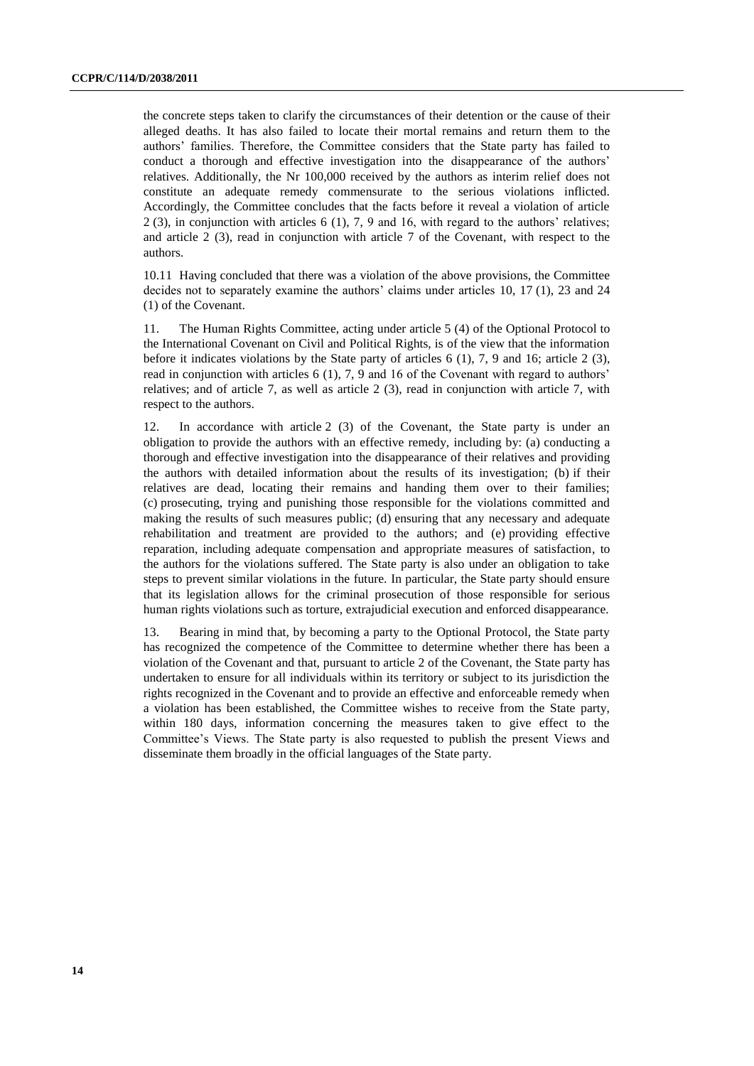the concrete steps taken to clarify the circumstances of their detention or the cause of their alleged deaths. It has also failed to locate their mortal remains and return them to the authors' families. Therefore, the Committee considers that the State party has failed to conduct a thorough and effective investigation into the disappearance of the authors' relatives. Additionally, the Nr 100,000 received by the authors as interim relief does not constitute an adequate remedy commensurate to the serious violations inflicted. Accordingly, the Committee concludes that the facts before it reveal a violation of article 2 (3), in conjunction with articles 6 (1), 7, 9 and 16, with regard to the authors' relatives; and article 2 (3), read in conjunction with article 7 of the Covenant, with respect to the authors.

10.11 Having concluded that there was a violation of the above provisions, the Committee decides not to separately examine the authors' claims under articles 10, 17 (1), 23 and 24 (1) of the Covenant.

11. The Human Rights Committee, acting under article 5 (4) of the Optional Protocol to the International Covenant on Civil and Political Rights, is of the view that the information before it indicates violations by the State party of articles 6 (1), 7, 9 and 16; article 2 (3), read in conjunction with articles 6 (1), 7, 9 and 16 of the Covenant with regard to authors' relatives; and of article 7, as well as article 2 (3), read in conjunction with article 7, with respect to the authors.

12. In accordance with article 2 (3) of the Covenant, the State party is under an obligation to provide the authors with an effective remedy, including by: (a) conducting a thorough and effective investigation into the disappearance of their relatives and providing the authors with detailed information about the results of its investigation; (b) if their relatives are dead, locating their remains and handing them over to their families; (c) prosecuting, trying and punishing those responsible for the violations committed and making the results of such measures public; (d) ensuring that any necessary and adequate rehabilitation and treatment are provided to the authors; and (e) providing effective reparation, including adequate compensation and appropriate measures of satisfaction, to the authors for the violations suffered. The State party is also under an obligation to take steps to prevent similar violations in the future. In particular, the State party should ensure that its legislation allows for the criminal prosecution of those responsible for serious human rights violations such as torture, extrajudicial execution and enforced disappearance.

13. Bearing in mind that, by becoming a party to the Optional Protocol, the State party has recognized the competence of the Committee to determine whether there has been a violation of the Covenant and that, pursuant to article 2 of the Covenant, the State party has undertaken to ensure for all individuals within its territory or subject to its jurisdiction the rights recognized in the Covenant and to provide an effective and enforceable remedy when a violation has been established, the Committee wishes to receive from the State party, within 180 days, information concerning the measures taken to give effect to the Committee's Views. The State party is also requested to publish the present Views and disseminate them broadly in the official languages of the State party.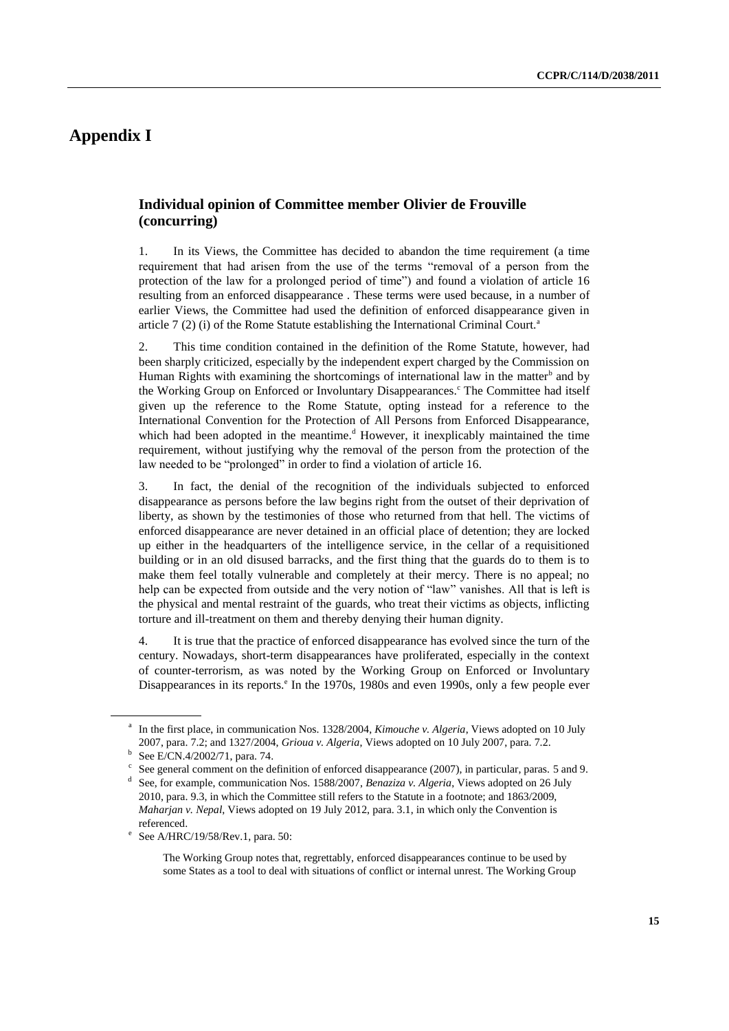# Appendix I

## Individual opinion of Committee member Olivier de Frouville (concurring)

1. In its Views, the Committee has decided to abandon the time requirement (a time requirement that had arisen from the use of the terms "removal of a person from the protection of the law for a prolonged period of time") and found a violation of article 16 resulting from an enforced disappearance . These terms were used because, in a number of earlier Views, the Committee had used the definition of enforced disappearance given in article 7 (2) (i) of the Rome Statute establishing the International Criminal Court.[a]

2. This time condition contained in the definition of the Rome Statute, however, had been sharply criticized, especially by the independent expert charged by the Commission on Human Rights with examining the shortcomings of international law in the matter[b] and by the Working Group on Enforced or Involuntary Disappearances.[c] The Committee had itself given up the reference to the Rome Statute, opting instead for a reference to the International Convention for the Protection of All Persons from Enforced Disappearance, which had been adopted in the meantime.[d] However, it inexplicably maintained the time requirement, without justifying why the removal of the person from the protection of the law needed to be "prolonged" in order to find a violation of article 16.

3. In fact, the denial of the recognition of the individuals subjected to enforced disappearance as persons before the law begins right from the outset of their deprivation of liberty, as shown by the testimonies of those who returned from that hell. The victims of enforced disappearance are never detained in an official place of detention; they are locked up either in the headquarters of the intelligence service, in the cellar of a requisitioned building or in an old disused barracks, and the first thing that the guards do to them is to make them feel totally vulnerable and completely at their mercy. There is no appeal; no help can be expected from outside and the very notion of "law" vanishes. All that is left is the physical and mental restraint of the guards, who treat their victims as objects, inflicting torture and ill-treatment on them and thereby denying their human dignity.

4. It is true that the practice of enforced disappearance has evolved since the turn of the century. Nowadays, short-term disappearances have proliferated, especially in the context of counter-terrorism, as was noted by the Working Group on Enforced or Involuntary Disappearances in its reports.[e] In the 1970s, 1980s and even 1990s, only a few people ever

---

[a] In the first place, in communication Nos. 1328/2004, *Kimouche v. Algeria*, Views adopted on 10 July 2007, para. 7.2; and 1327/2004, *Grioua v. Algeria*, Views adopted on 10 July 2007, para. 7.2.

[b] See E/CN.4/2002/71, para. 74.

[c] See general comment on the definition of enforced disappearance (2007), in particular, paras. 5 and 9.

[d] See, for example, communication Nos. 1588/2007, *Benaziza v. Algeria*, Views adopted on 26 July 2010, para. 9.3, in which the Committee still refers to the Statute in a footnote; and 1863/2009, *Maharjan v. Nepal*, Views adopted on 19 July 2012, para. 3.1, in which only the Convention is referenced.

[e] See A/HRC/19/58/Rev.1, para. 50:

> The Working Group notes that, regrettably, enforced disappearances continue to be used by some States as a tool to deal with situations of conflict or internal unrest. The Working Group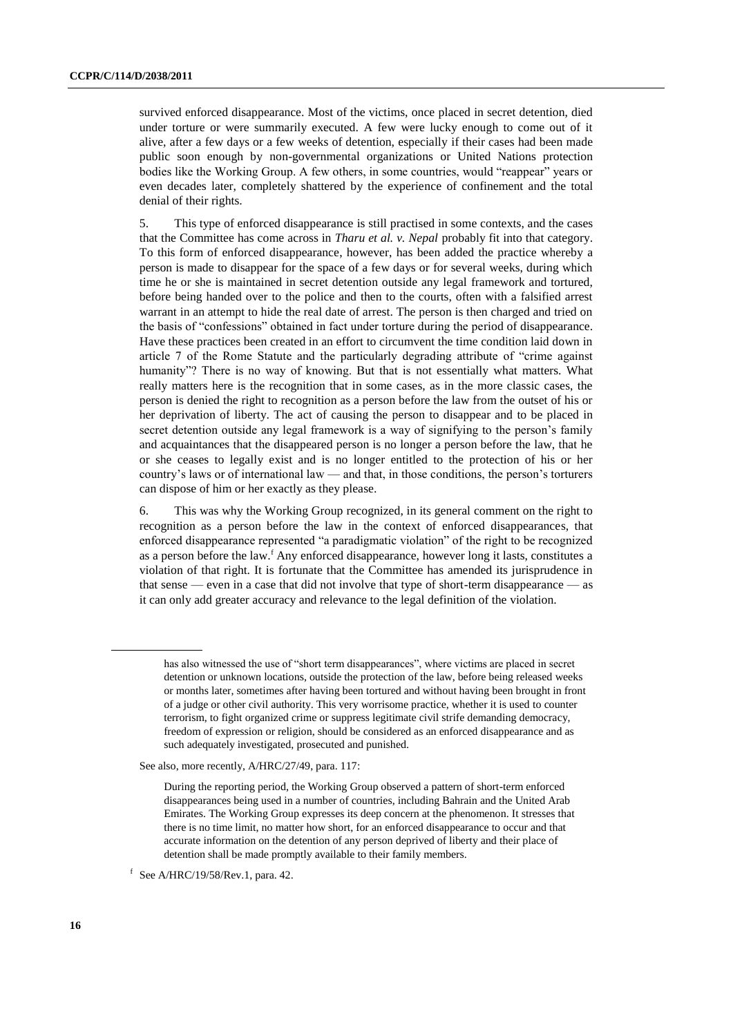survived enforced disappearance. Most of the victims, once placed in secret detention, died under torture or were summarily executed. A few were lucky enough to come out of it alive, after a few days or a few weeks of detention, especially if their cases had been made public soon enough by non-governmental organizations or United Nations protection bodies like the Working Group. A few others, in some countries, would "reappear" years or even decades later, completely shattered by the experience of confinement and the total denial of their rights.

5. This type of enforced disappearance is still practised in some contexts, and the cases that the Committee has come across in *Tharu et al. v. Nepal* probably fit into that category. To this form of enforced disappearance, however, has been added the practice whereby a person is made to disappear for the space of a few days or for several weeks, during which time he or she is maintained in secret detention outside any legal framework and tortured, before being handed over to the police and then to the courts, often with a falsified arrest warrant in an attempt to hide the real date of arrest. The person is then charged and tried on the basis of "confessions" obtained in fact under torture during the period of disappearance. Have these practices been created in an effort to circumvent the time condition laid down in article 7 of the Rome Statute and the particularly degrading attribute of "crime against humanity"? There is no way of knowing. But that is not essentially what matters. What really matters here is the recognition that in some cases, as in the more classic cases, the person is denied the right to recognition as a person before the law from the outset of his or her deprivation of liberty. The act of causing the person to disappear and to be placed in secret detention outside any legal framework is a way of signifying to the person's family and acquaintances that the disappeared person is no longer a person before the law, that he or she ceases to legally exist and is no longer entitled to the protection of his or her country's laws or of international law — and that, in those conditions, the person's torturers can dispose of him or her exactly as they please.

6. This was why the Working Group recognized, in its general comment on the right to recognition as a person before the law in the context of enforced disappearances, that enforced disappearance represented "a paradigmatic violation" of the right to be recognized as a person before the law.[f] Any enforced disappearance, however long it lasts, constitutes a violation of that right. It is fortunate that the Committee has amended its jurisprudence in that sense — even in a case that did not involve that type of short-term disappearance — as it can only add greater accuracy and relevance to the legal definition of the violation.

---

has also witnessed the use of "short term disappearances", where victims are placed in secret detention or unknown locations, outside the protection of the law, before being released weeks or months later, sometimes after having been tortured and without having been brought in front of a judge or other civil authority. This very worrisome practice, whether it is used to counter terrorism, to fight organized crime or suppress legitimate civil strife demanding democracy, freedom of expression or religion, should be considered as an enforced disappearance and as such adequately investigated, prosecuted and punished.

See also, more recently, A/HRC/27/49, para. 117:

> During the reporting period, the Working Group observed a pattern of short-term enforced disappearances being used in a number of countries, including Bahrain and the United Arab Emirates. The Working Group expresses its deep concern at the phenomenon. It stresses that there is no time limit, no matter how short, for an enforced disappearance to occur and that accurate information on the detention of any person deprived of liberty and their place of detention shall be made promptly available to their family members.

[f] See A/HRC/19/58/Rev.1, para. 42.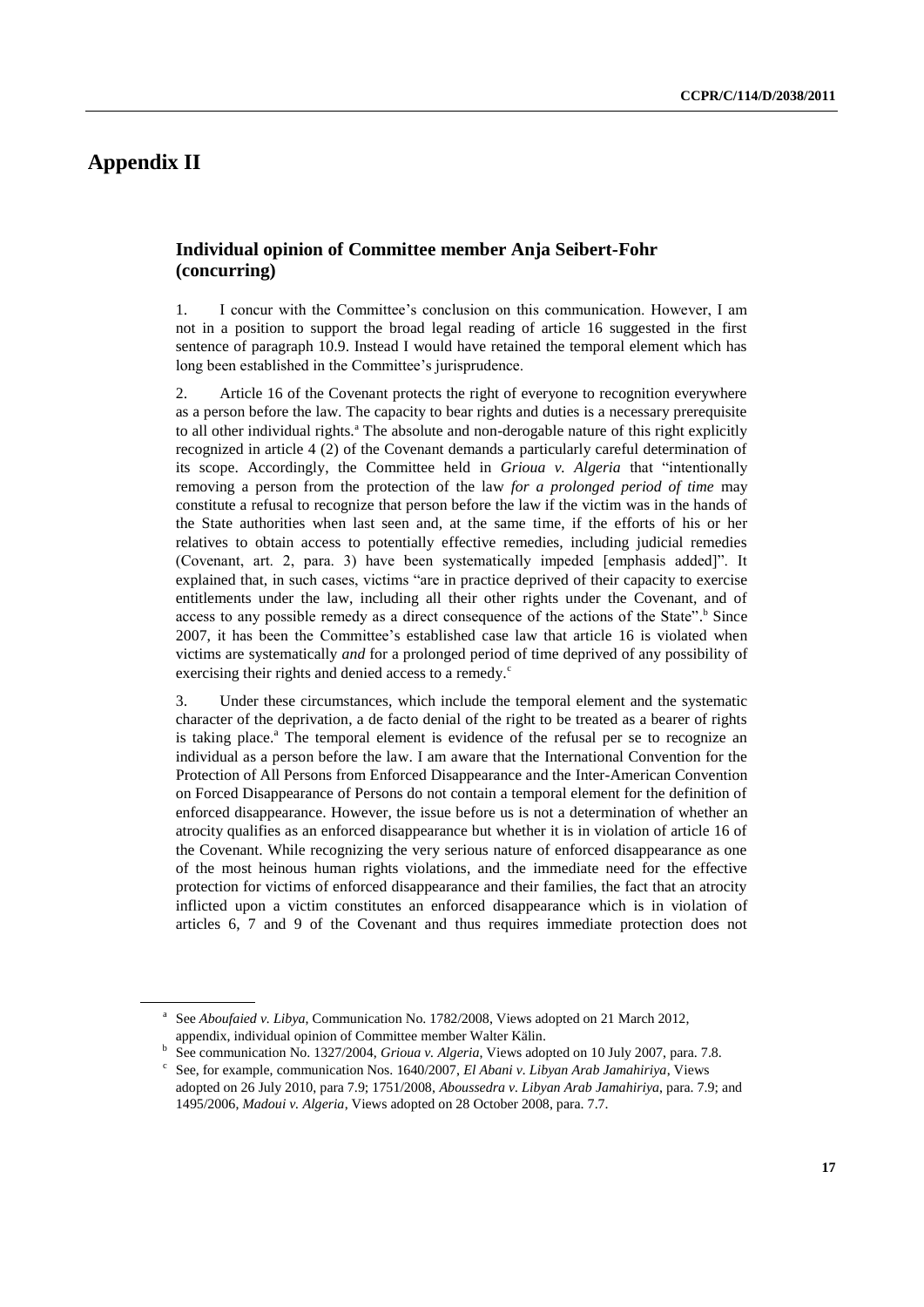# Appendix II

## Individual opinion of Committee member Anja Seibert-Fohr (concurring)

1. I concur with the Committee's conclusion on this communication. However, I am not in a position to support the broad legal reading of article 16 suggested in the first sentence of paragraph 10.9. Instead I would have retained the temporal element which has long been established in the Committee's jurisprudence.

2. Article 16 of the Covenant protects the right of everyone to recognition everywhere as a person before the law. The capacity to bear rights and duties is a necessary prerequisite to all other individual rights.[a] The absolute and non-derogable nature of this right explicitly recognized in article 4 (2) of the Covenant demands a particularly careful determination of its scope. Accordingly, the Committee held in *Grioua v. Algeria* that "intentionally removing a person from the protection of the law *for a prolonged period of time* may constitute a refusal to recognize that person before the law if the victim was in the hands of the State authorities when last seen and, at the same time, if the efforts of his or her relatives to obtain access to potentially effective remedies, including judicial remedies (Covenant, art. 2, para. 3) have been systematically impeded [emphasis added]". It explained that, in such cases, victims "are in practice deprived of their capacity to exercise entitlements under the law, including all their other rights under the Covenant, and of access to any possible remedy as a direct consequence of the actions of the State".[b] Since 2007, it has been the Committee's established case law that article 16 is violated when victims are systematically *and* for a prolonged period of time deprived of any possibility of exercising their rights and denied access to a remedy.[c]

3. Under these circumstances, which include the temporal element and the systematic character of the deprivation, a de facto denial of the right to be treated as a bearer of rights is taking place.[a] The temporal element is evidence of the refusal per se to recognize an individual as a person before the law. I am aware that the International Convention for the Protection of All Persons from Enforced Disappearance and the Inter-American Convention on Forced Disappearance of Persons do not contain a temporal element for the definition of enforced disappearance. However, the issue before us is not a determination of whether an atrocity qualifies as an enforced disappearance but whether it is in violation of article 16 of the Covenant. While recognizing the very serious nature of enforced disappearance as one of the most heinous human rights violations, and the immediate need for the effective protection for victims of enforced disappearance and their families, the fact that an atrocity inflicted upon a victim constitutes an enforced disappearance which is in violation of articles 6, 7 and 9 of the Covenant and thus requires immediate protection does not

---

[a] See *Aboufaied v. Libya*, Communication No. 1782/2008, Views adopted on 21 March 2012, appendix, individual opinion of Committee member Walter Kälin.

[b] See communication No. 1327/2004, *Grioua v. Algeria*, Views adopted on 10 July 2007, para. 7.8.

[c] See, for example, communication Nos. 1640/2007, *El Abani v. Libyan Arab Jamahiriya*, Views adopted on 26 July 2010, para 7.9; 1751/2008, *Aboussedra v. Libyan Arab Jamahiriya*, para. 7.9; and 1495/2006, *Madoui v. Algeria*, Views adopted on 28 October 2008, para. 7.7.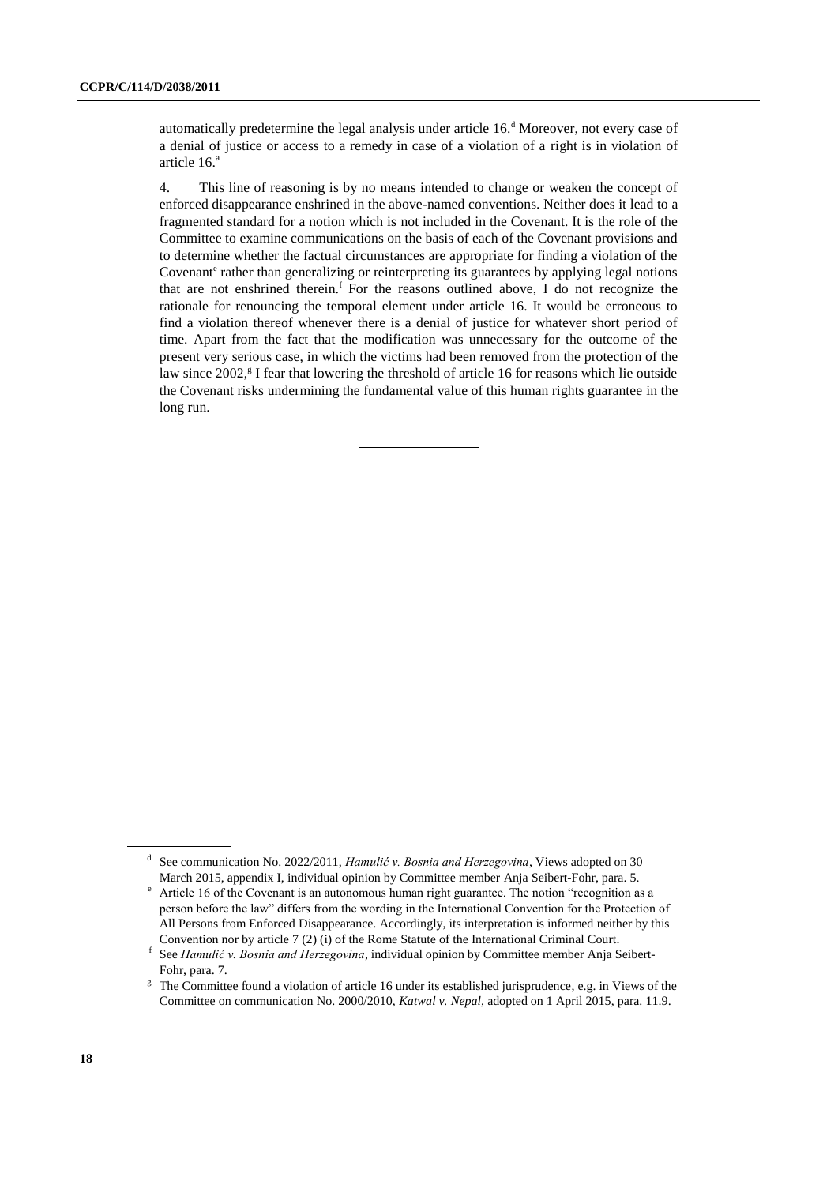automatically predetermine the legal analysis under article 16.[d] Moreover, not every case of a denial of justice or access to a remedy in case of a violation of a right is in violation of article 16.[a]

4. This line of reasoning is by no means intended to change or weaken the concept of enforced disappearance enshrined in the above-named conventions. Neither does it lead to a fragmented standard for a notion which is not included in the Covenant. It is the role of the Committee to examine communications on the basis of each of the Covenant provisions and to determine whether the factual circumstances are appropriate for finding a violation of the Covenant[e] rather than generalizing or reinterpreting its guarantees by applying legal notions that are not enshrined therein.[f] For the reasons outlined above, I do not recognize the rationale for renouncing the temporal element under article 16. It would be erroneous to find a violation thereof whenever there is a denial of justice for whatever short period of time. Apart from the fact that the modification was unnecessary for the outcome of the present very serious case, in which the victims had been removed from the protection of the law since 2002,[g] I fear that lowering the threshold of article 16 for reasons which lie outside the Covenant risks undermining the fundamental value of this human rights guarantee in the long run.

---

[d] See communication No. 2022/2011, *Hamulić v. Bosnia and Herzegovina*, Views adopted on 30 March 2015, appendix I, individual opinion by Committee member Anja Seibert-Fohr, para. 5.

[e] Article 16 of the Covenant is an autonomous human right guarantee. The notion "recognition as a person before the law" differs from the wording in the International Convention for the Protection of All Persons from Enforced Disappearance. Accordingly, its interpretation is informed neither by this Convention nor by article 7 (2) (i) of the Rome Statute of the International Criminal Court.

[f] See *Hamulić v. Bosnia and Herzegovina*, individual opinion by Committee member Anja Seibert-Fohr, para. 7.

[g] The Committee found a violation of article 16 under its established jurisprudence, e.g. in Views of the Committee on communication No. 2000/2010, *Katwal v. Nepal*, adopted on 1 April 2015, para. 11.9.